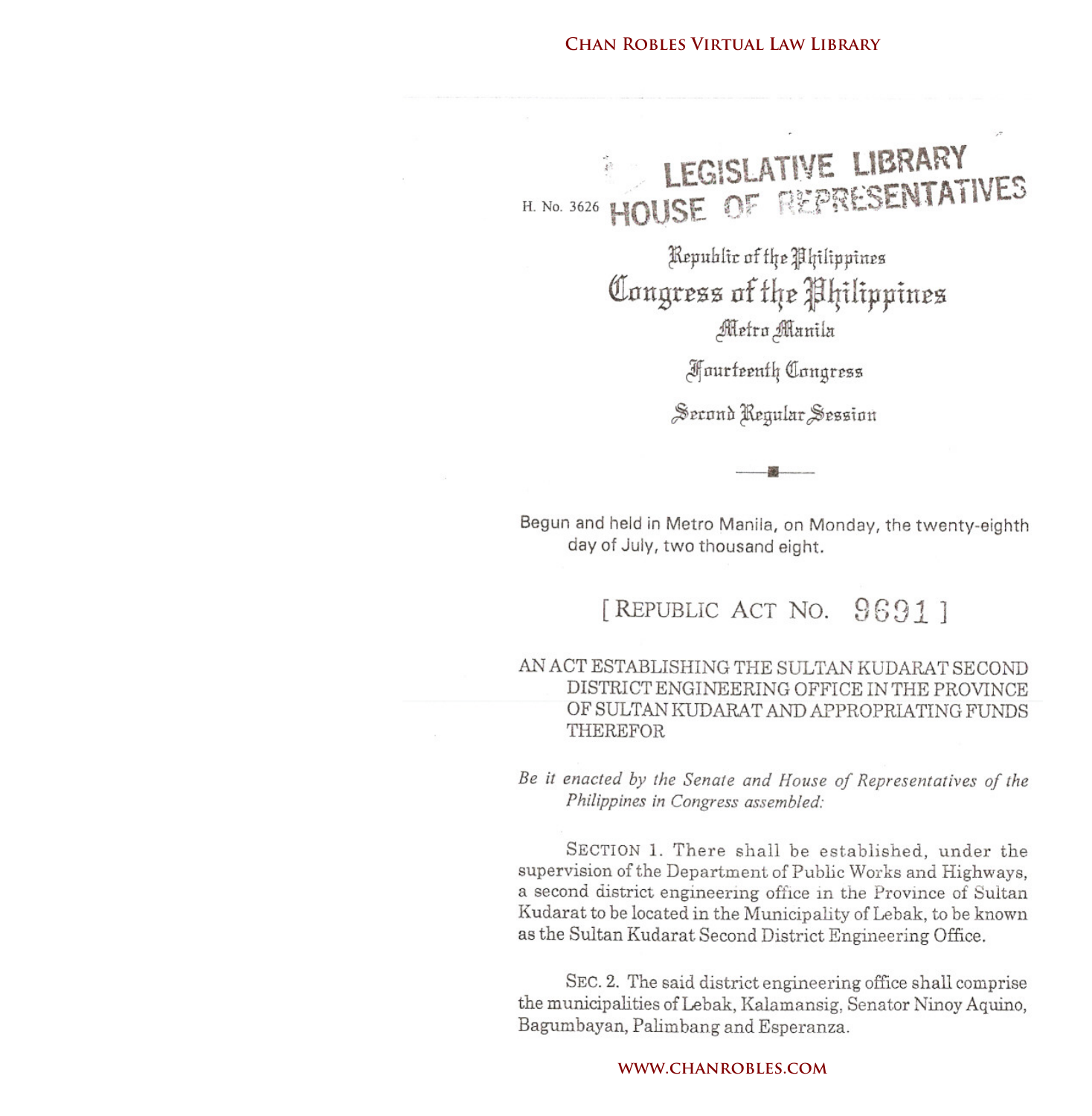LEGISLATIVE LIBRARY
HOUSE OF REPRESENTATIVES

H. No. 3626

Republic of the Philippines
Congress of the Philippines
Metro Manila

Fourteenth Congress

Second Regular Session

Begun and held in Metro Manila, on Monday, the twenty-eighth day of July, two thousand eight.

[ REPUBLIC ACT NO. 9691 ]

AN ACT ESTABLISHING THE SULTAN KUDARAT SECOND DISTRICT ENGINEERING OFFICE IN THE PROVINCE OF SULTAN KUDARAT AND APPROPRIATING FUNDS THEREFOR

*Be it enacted by the Senate and House of Representatives of the Philippines in Congress assembled:*

SECTION 1. There shall be established, under the supervision of the Department of Public Works and Highways, a second district engineering office in the Province of Sultan Kudarat to be located in the Municipality of Lebak, to be known as the Sultan Kudarat Second District Engineering Office.

SEC. 2. The said district engineering office shall comprise the municipalities of Lebak, Kalamansig, Senator Ninoy Aquino, Bagumbayan, Palimbang and Esperanza.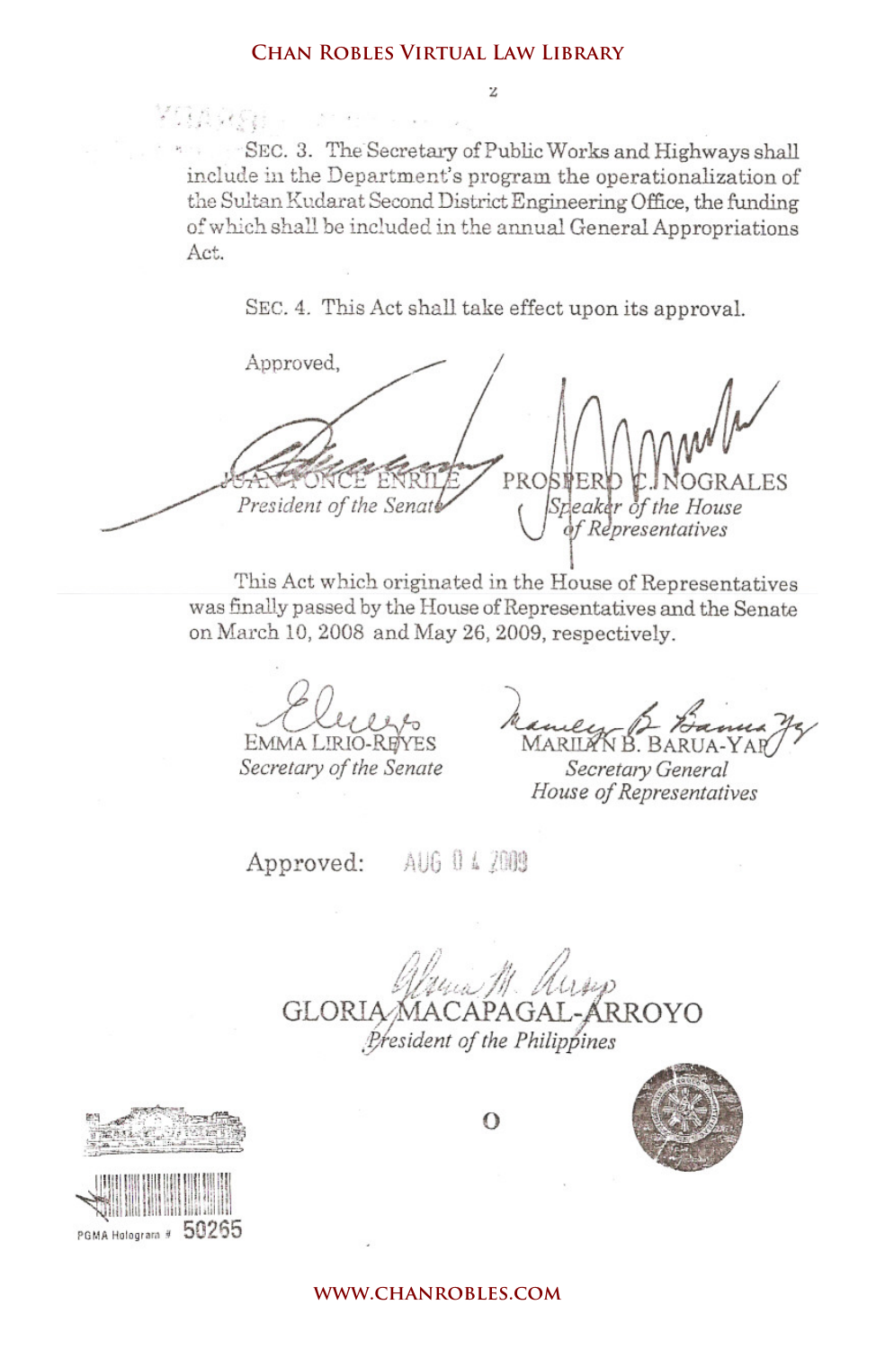SEC. 3. The Secretary of Public Works and Highways shall include in the Department's program the operationalization of the Sultan Kudarat Second District Engineering Office, the funding of which shall be included in the annual General Appropriations Act.

SEC. 4. This Act shall take effect upon its approval.

Approved,

JUAN PONCE ENRILE
*President of the Senate*

PROSPERO C. NOGRALES
*Speaker of the House of Representatives*

This Act which originated in the House of Representatives was finally passed by the House of Representatives and the Senate on March 10, 2008 and May 26, 2009, respectively.

EMMA LIRIO-REYES
*Secretary of the Senate*

MARILYN B. BARUA-YAP
*Secretary General*
*House of Representatives*

Approved: AUG 04 2009

GLORIA MACAPAGAL-ARROYO
*President of the Philippines*

O

PGMA Hologram # 50265